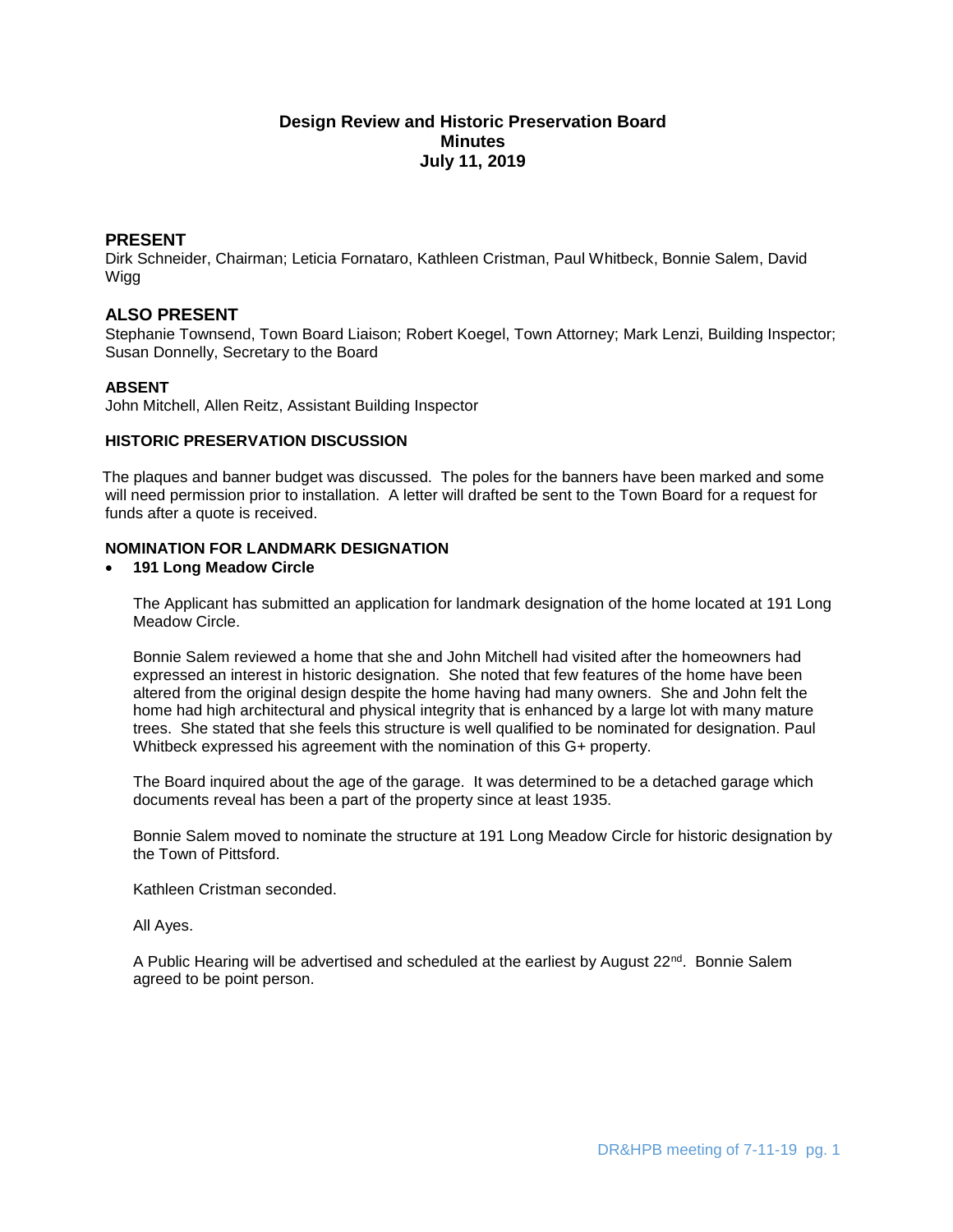# Design Review and Historic Preservation Board
## Minutes
## July 11, 2019

## PRESENT

Dirk Schneider, Chairman; Leticia Fornataro, Kathleen Cristman, Paul Whitbeck, Bonnie Salem, David Wigg

## ALSO PRESENT

Stephanie Townsend, Town Board Liaison; Robert Koegel, Town Attorney; Mark Lenzi, Building Inspector; Susan Donnelly, Secretary to the Board

### ABSENT

John Mitchell, Allen Reitz, Assistant Building Inspector

### HISTORIC PRESERVATION DISCUSSION

The plaques and banner budget was discussed. The poles for the banners have been marked and some will need permission prior to installation. A letter will drafted be sent to the Town Board for a request for funds after a quote is received.

### NOMINATION FOR LANDMARK DESIGNATION

- **191 Long Meadow Circle**

The Applicant has submitted an application for landmark designation of the home located at 191 Long Meadow Circle.

Bonnie Salem reviewed a home that she and John Mitchell had visited after the homeowners had expressed an interest in historic designation. She noted that few features of the home have been altered from the original design despite the home having had many owners. She and John felt the home had high architectural and physical integrity that is enhanced by a large lot with many mature trees. She stated that she feels this structure is well qualified to be nominated for designation. Paul Whitbeck expressed his agreement with the nomination of this G+ property.

The Board inquired about the age of the garage. It was determined to be a detached garage which documents reveal has been a part of the property since at least 1935.

Bonnie Salem moved to nominate the structure at 191 Long Meadow Circle for historic designation by the Town of Pittsford.

Kathleen Cristman seconded.

All Ayes.

A Public Hearing will be advertised and scheduled at the earliest by August 22nd. Bonnie Salem agreed to be point person.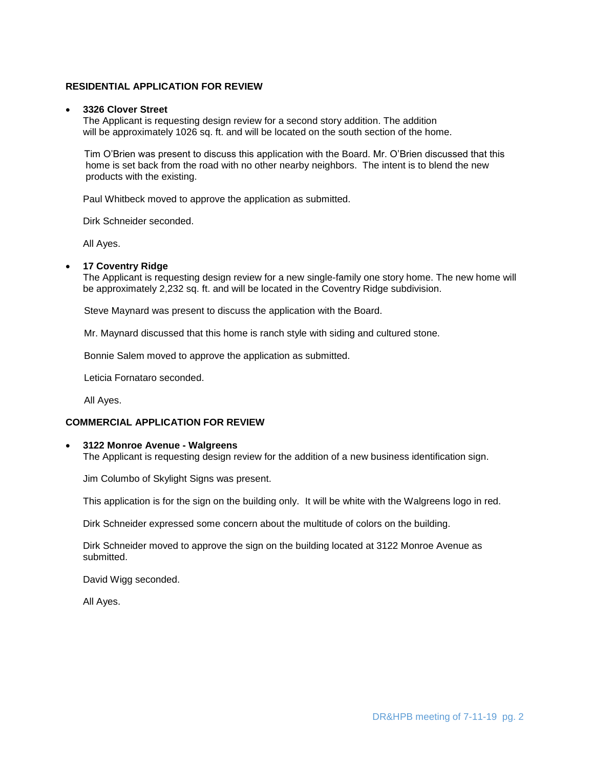### RESIDENTIAL APPLICATION FOR REVIEW

- **3326 Clover Street**
  The Applicant is requesting design review for a second story addition. The addition will be approximately 1026 sq. ft. and will be located on the south section of the home.

  Tim O'Brien was present to discuss this application with the Board. Mr. O'Brien discussed that this home is set back from the road with no other nearby neighbors. The intent is to blend the new products with the existing.

  Paul Whitbeck moved to approve the application as submitted.

  Dirk Schneider seconded.

  All Ayes.

- **17 Coventry Ridge**
  The Applicant is requesting design review for a new single-family one story home. The new home will be approximately 2,232 sq. ft. and will be located in the Coventry Ridge subdivision.

  Steve Maynard was present to discuss the application with the Board.

  Mr. Maynard discussed that this home is ranch style with siding and cultured stone.

  Bonnie Salem moved to approve the application as submitted.

  Leticia Fornataro seconded.

  All Ayes.

### COMMERCIAL APPLICATION FOR REVIEW

- **3122 Monroe Avenue - Walgreens**
  The Applicant is requesting design review for the addition of a new business identification sign.

  Jim Columbo of Skylight Signs was present.

  This application is for the sign on the building only. It will be white with the Walgreens logo in red.

  Dirk Schneider expressed some concern about the multitude of colors on the building.

  Dirk Schneider moved to approve the sign on the building located at 3122 Monroe Avenue as submitted.

  David Wigg seconded.

  All Ayes.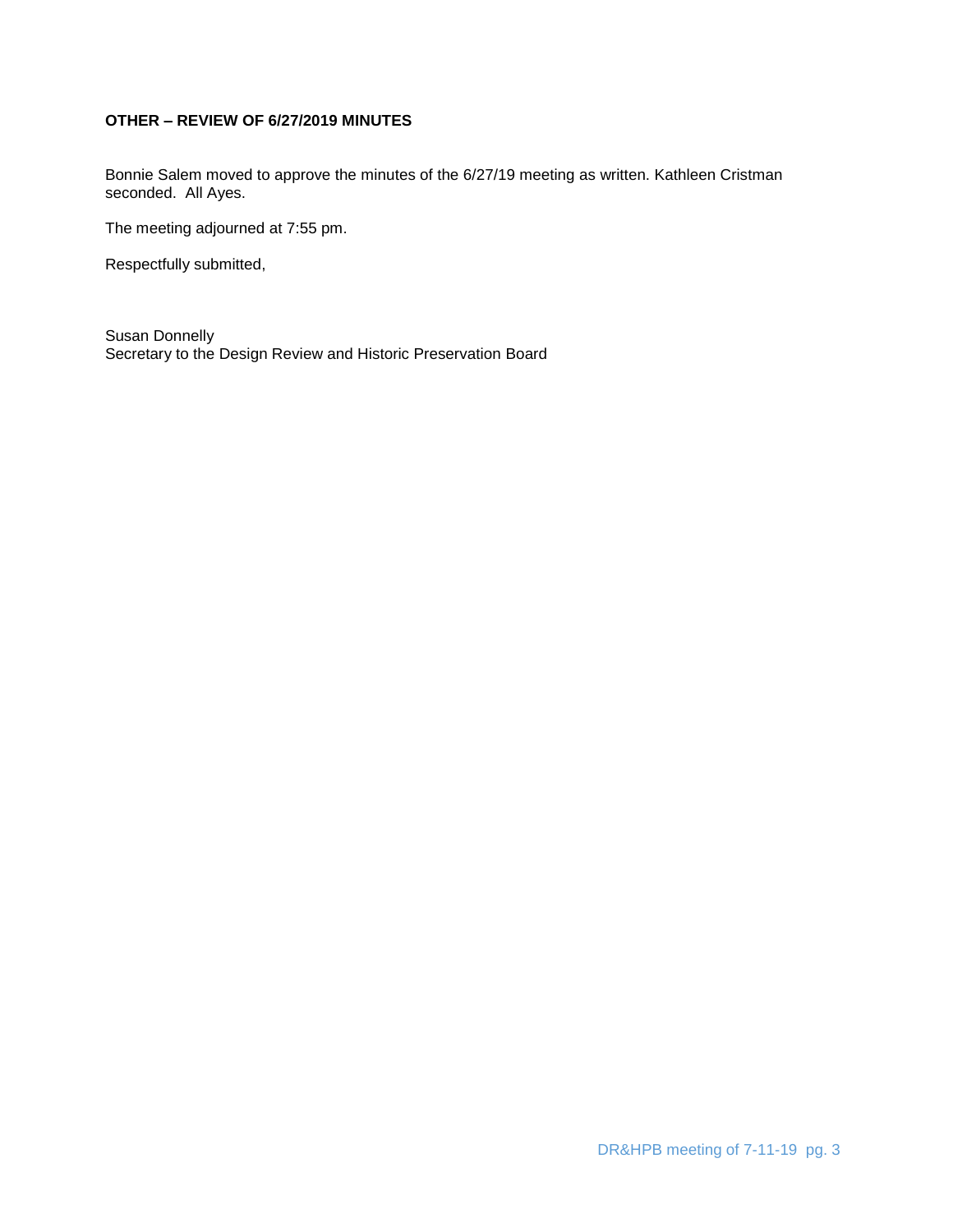**OTHER – REVIEW OF 6/27/2019 MINUTES**

Bonnie Salem moved to approve the minutes of the 6/27/19 meeting as written. Kathleen Cristman seconded. All Ayes.

The meeting adjourned at 7:55 pm.

Respectfully submitted,

Susan Donnelly
Secretary to the Design Review and Historic Preservation Board